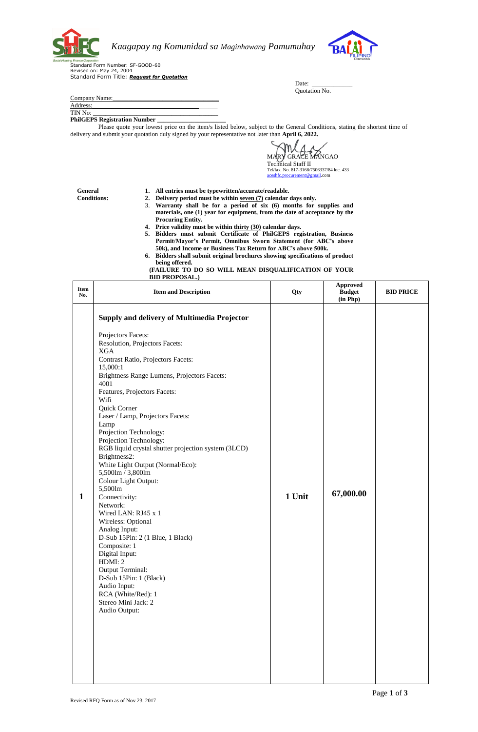*Kaagapay ng Komunidad sa Maginhawang Pamumuhay*

Standard Form Number: SF-GOOD-60
Revised on: May 24, 2004
Standard Form Title: ***Request for Quotation***

Date: ____________
Quotation No.

Company Name:______________________________
Address:_____________________________________
TIN No: _____________________________________
**PhilGEPS Registration Number** ____________________

Please quote your lowest price on the item/s listed below, subject to the General Conditions, stating the shortest time of delivery and submit your quotation duly signed by your representative not later than **April 6, 2022.**

MARY GRACE MANGAO
Technical Staff II
Tel/fax. No. 817-3168/7506337/84 loc. 433
aceshfc.procurement@gmail.com

**General Conditions:**

1. **All entries must be typewritten/accurate/readable.**
2. **Delivery period must be within seven (7) calendar days only.**
3. **Warranty shall be for a period of six (6) months for supplies and materials, one (1) year for equipment, from the date of acceptance by the Procuring Entity.**
4. **Price validity must be within thirty (30) calendar days.**
5. **Bidders must submit Certificate of PhilGEPS registration, Business Permit/Mayor's Permit, Omnibus Sworn Statement (for ABC's above 50k), and Income or Business Tax Return for ABC's above 500k.**
6. **Bidders shall submit original brochures showing specifications of product being offered.**

**(FAILURE TO DO SO WILL MEAN DISQUALIFICATION OF YOUR BID PROPOSAL.)**

| Item No. | Item and Description | Qty | Approved Budget (in Php) | BID PRICE |
|---|---|---|---|---|
| **1** | **Supply and delivery of Multimedia Projector**<br><br>Projectors Facets:<br>Resolution, Projectors Facets:<br>XGA<br>Contrast Ratio, Projectors Facets:<br>15,000:1<br>Brightness Range Lumens, Projectors Facets:<br>4001<br>Features, Projectors Facets:<br>Wifi<br>Quick Corner<br>Laser / Lamp, Projectors Facets:<br>Lamp<br>Projection Technology:<br>Projection Technology:<br>RGB liquid crystal shutter projection system (3LCD)<br>Brightness2:<br>White Light Output (Normal/Eco):<br>5,500lm / 3,800lm<br>Colour Light Output:<br>5,500lm<br>Connectivity:<br>Network:<br>Wired LAN: RJ45 x 1<br>Wireless: Optional<br>Analog Input:<br>D-Sub 15Pin: 2 (1 Blue, 1 Black)<br>Composite: 1<br>Digital Input:<br>HDMI: 2<br>Output Terminal:<br>D-Sub 15Pin: 1 (Black)<br>Audio Input:<br>RCA (White/Red): 1<br>Stereo Mini Jack: 2<br>Audio Output: | **1 Unit** | **67,000.00** | |

Revised RFQ Form as of Nov 23, 2017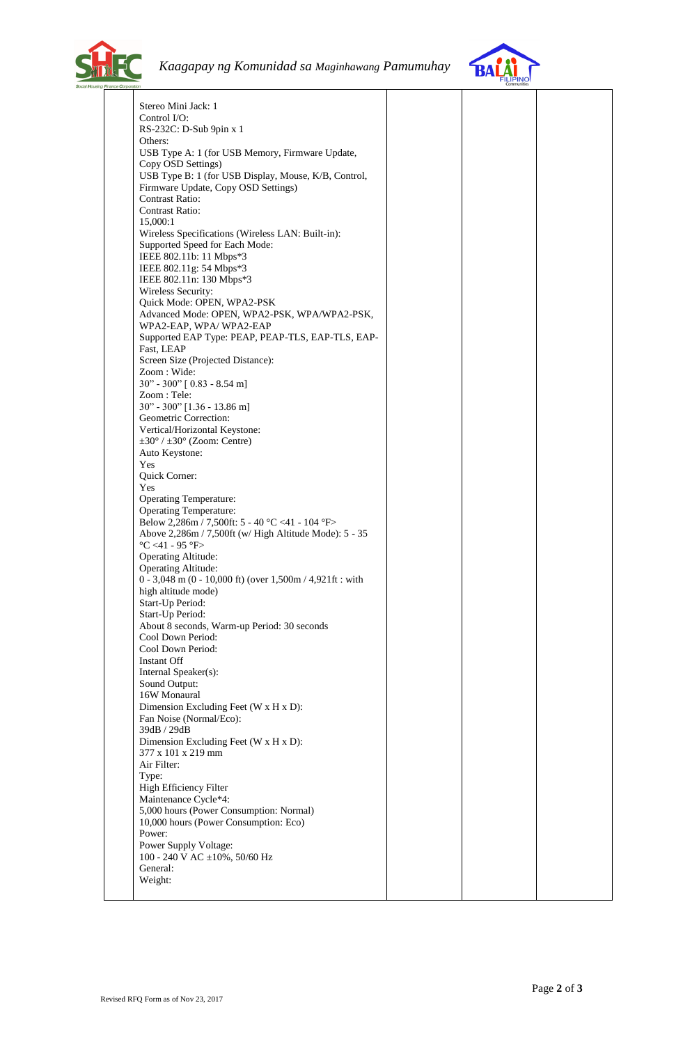|  | Stereo Mini Jack: 1<br>Control I/O:<br>RS-232C: D-Sub 9pin x 1<br>Others:<br>USB Type A: 1 (for USB Memory, Firmware Update, Copy OSD Settings)<br>USB Type B: 1 (for USB Display, Mouse, K/B, Control, Firmware Update, Copy OSD Settings)<br>Contrast Ratio:<br>Contrast Ratio:<br>15,000:1<br>Wireless Specifications (Wireless LAN: Built-in):<br>Supported Speed for Each Mode:<br>IEEE 802.11b: 11 Mbps*3<br>IEEE 802.11g: 54 Mbps*3<br>IEEE 802.11n: 130 Mbps*3<br>Wireless Security:<br>Quick Mode: OPEN, WPA2-PSK<br>Advanced Mode: OPEN, WPA2-PSK, WPA/WPA2-PSK, WPA2-EAP, WPA/ WPA2-EAP<br>Supported EAP Type: PEAP, PEAP-TLS, EAP-TLS, EAP-Fast, LEAP<br>Screen Size (Projected Distance):<br>Zoom : Wide:<br>30" - 300" [ 0.83 - 8.54 m]<br>Zoom : Tele:<br>30" - 300" [1.36 - 13.86 m]<br>Geometric Correction:<br>Vertical/Horizontal Keystone:<br>±30° / ±30° (Zoom: Centre)<br>Auto Keystone:<br>Yes<br>Quick Corner:<br>Yes<br>Operating Temperature:<br>Operating Temperature:<br>Below 2,286m / 7,500ft: 5 - 40 °C <41 - 104 °F><br>Above 2,286m / 7,500ft (w/ High Altitude Mode): 5 - 35 °C <41 - 95 °F><br>Operating Altitude:<br>Operating Altitude:<br>0 - 3,048 m (0 - 10,000 ft) (over 1,500m / 4,921ft : with high altitude mode)<br>Start-Up Period:<br>Start-Up Period:<br>About 8 seconds, Warm-up Period: 30 seconds<br>Cool Down Period:<br>Cool Down Period:<br>Instant Off<br>Internal Speaker(s):<br>Sound Output:<br>16W Monaural<br>Dimension Excluding Feet (W x H x D):<br>Fan Noise (Normal/Eco):<br>39dB / 29dB<br>Dimension Excluding Feet (W x H x D):<br>377 x 101 x 219 mm<br>Air Filter:<br>Type:<br>High Efficiency Filter<br>Maintenance Cycle*4:<br>5,000 hours (Power Consumption: Normal)<br>10,000 hours (Power Consumption: Eco)<br>Power:<br>Power Supply Voltage:<br>100 - 240 V AC ±10%, 50/60 Hz<br>General:<br>Weight: |  |  |  |
|---|---|---|---|---|

Revised RFQ Form as of Nov 23, 2017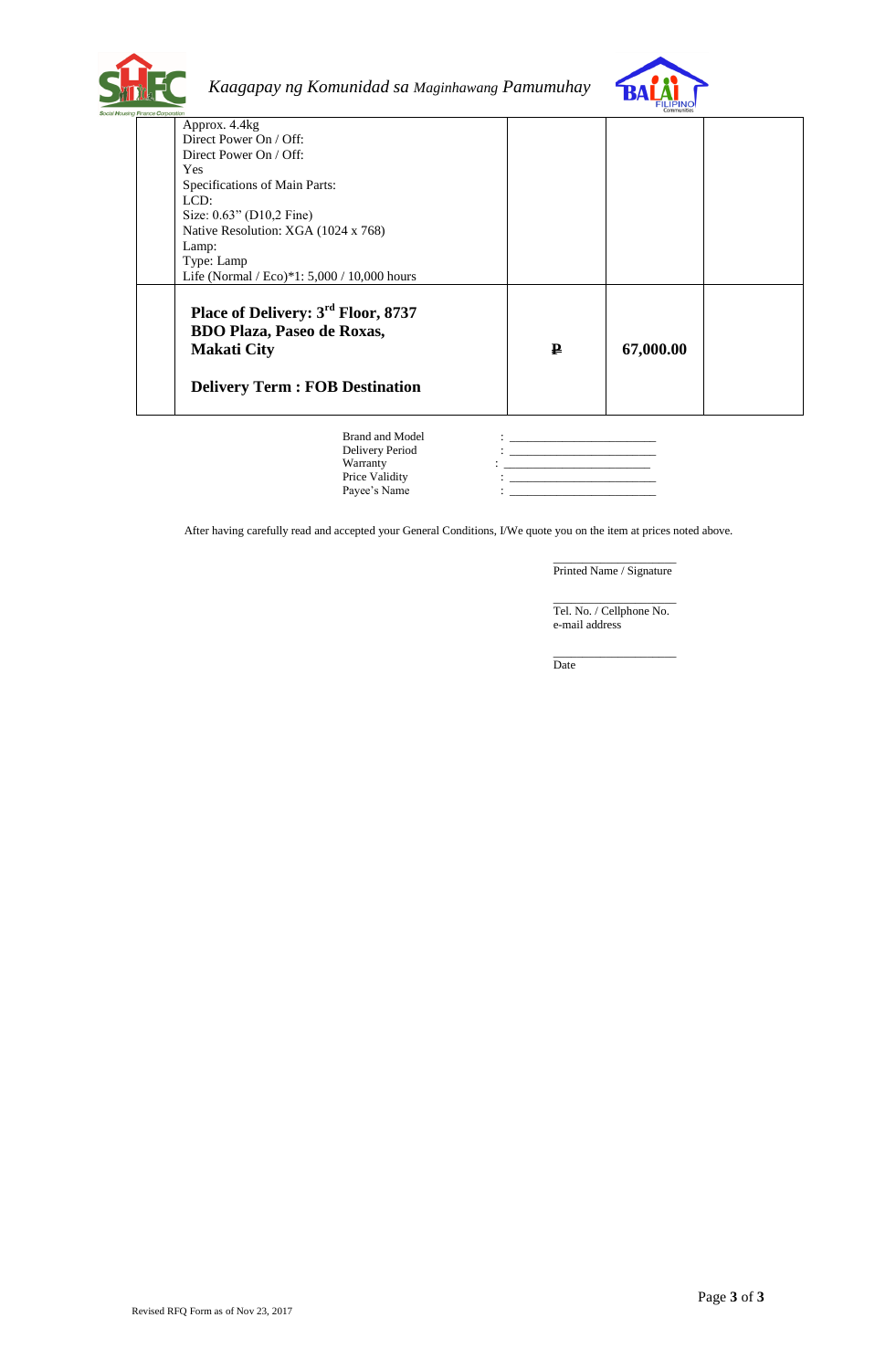| | | | | |
|---|---|---|---|---|
| | Approx. 4.4kg<br>Direct Power On / Off:<br>Direct Power On / Off:<br>Yes<br>Specifications of Main Parts:<br>LCD:<br>Size: 0.63" (D10,2 Fine)<br>Native Resolution: XGA (1024 x 768)<br>Lamp:<br>Type: Lamp<br>Life (Normal / Eco)*1: 5,000 / 10,000 hours | | | |
| | **Place of Delivery: 3rd Floor, 8737 BDO Plaza, Paseo de Roxas, Makati City**<br><br>**Delivery Term : FOB Destination** | ₱ | **67,000.00** | |

Brand and Model : ______________________
Delivery Period : ______________________
Warranty : ______________________
Price Validity : ______________________
Payee's Name : ______________________

After having carefully read and accepted your General Conditions, I/We quote you on the item at prices noted above.

____________________
Printed Name / Signature

____________________
Tel. No. / Cellphone No.
e-mail address

____________________
Date

Revised RFQ Form as of Nov 23, 2017